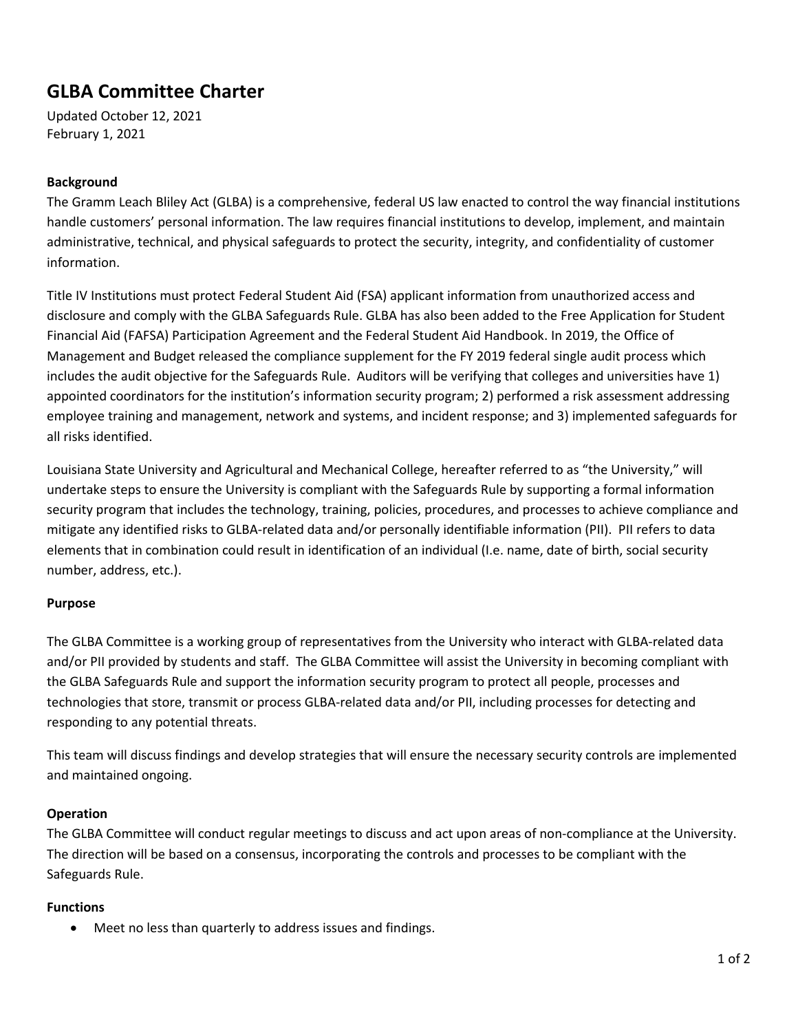# GLBA Committee Charter

Updated October 12, 2021
February 1, 2021

**Background**

The Gramm Leach Bliley Act (GLBA) is a comprehensive, federal US law enacted to control the way financial institutions handle customers' personal information. The law requires financial institutions to develop, implement, and maintain administrative, technical, and physical safeguards to protect the security, integrity, and confidentiality of customer information.

Title IV Institutions must protect Federal Student Aid (FSA) applicant information from unauthorized access and disclosure and comply with the GLBA Safeguards Rule. GLBA has also been added to the Free Application for Student Financial Aid (FAFSA) Participation Agreement and the Federal Student Aid Handbook. In 2019, the Office of Management and Budget released the compliance supplement for the FY 2019 federal single audit process which includes the audit objective for the Safeguards Rule. Auditors will be verifying that colleges and universities have 1) appointed coordinators for the institution's information security program; 2) performed a risk assessment addressing employee training and management, network and systems, and incident response; and 3) implemented safeguards for all risks identified.

Louisiana State University and Agricultural and Mechanical College, hereafter referred to as "the University," will undertake steps to ensure the University is compliant with the Safeguards Rule by supporting a formal information security program that includes the technology, training, policies, procedures, and processes to achieve compliance and mitigate any identified risks to GLBA-related data and/or personally identifiable information (PII). PII refers to data elements that in combination could result in identification of an individual (I.e. name, date of birth, social security number, address, etc.).

**Purpose**

The GLBA Committee is a working group of representatives from the University who interact with GLBA-related data and/or PII provided by students and staff. The GLBA Committee will assist the University in becoming compliant with the GLBA Safeguards Rule and support the information security program to protect all people, processes and technologies that store, transmit or process GLBA-related data and/or PII, including processes for detecting and responding to any potential threats.

This team will discuss findings and develop strategies that will ensure the necessary security controls are implemented and maintained ongoing.

**Operation**

The GLBA Committee will conduct regular meetings to discuss and act upon areas of non-compliance at the University. The direction will be based on a consensus, incorporating the controls and processes to be compliant with the Safeguards Rule.

**Functions**

- Meet no less than quarterly to address issues and findings.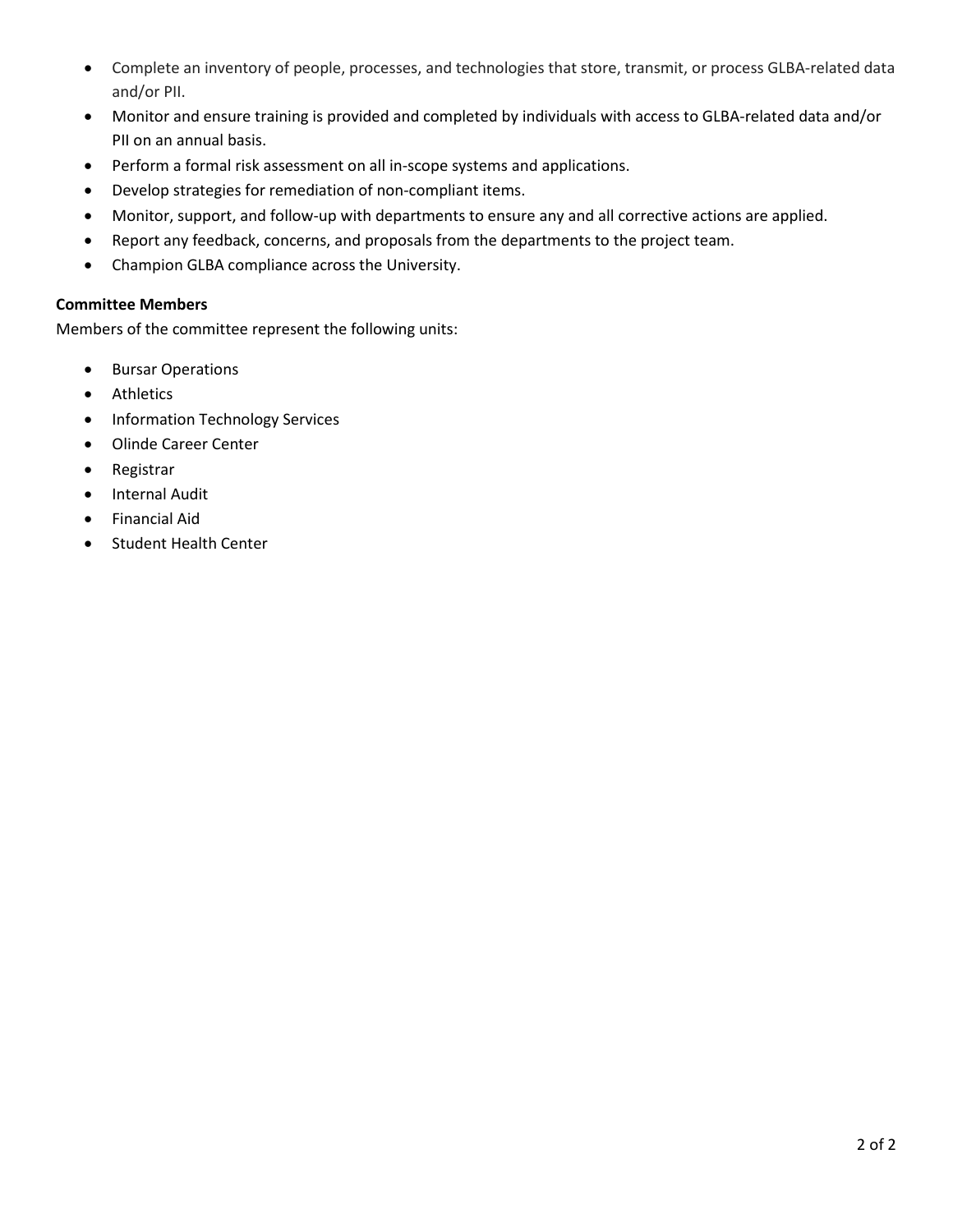- Complete an inventory of people, processes, and technologies that store, transmit, or process GLBA-related data and/or PII.
- Monitor and ensure training is provided and completed by individuals with access to GLBA-related data and/or PII on an annual basis.
- Perform a formal risk assessment on all in-scope systems and applications.
- Develop strategies for remediation of non-compliant items.
- Monitor, support, and follow-up with departments to ensure any and all corrective actions are applied.
- Report any feedback, concerns, and proposals from the departments to the project team.
- Champion GLBA compliance across the University.

**Committee Members**

Members of the committee represent the following units:

- Bursar Operations
- Athletics
- Information Technology Services
- Olinde Career Center
- Registrar
- Internal Audit
- Financial Aid
- Student Health Center